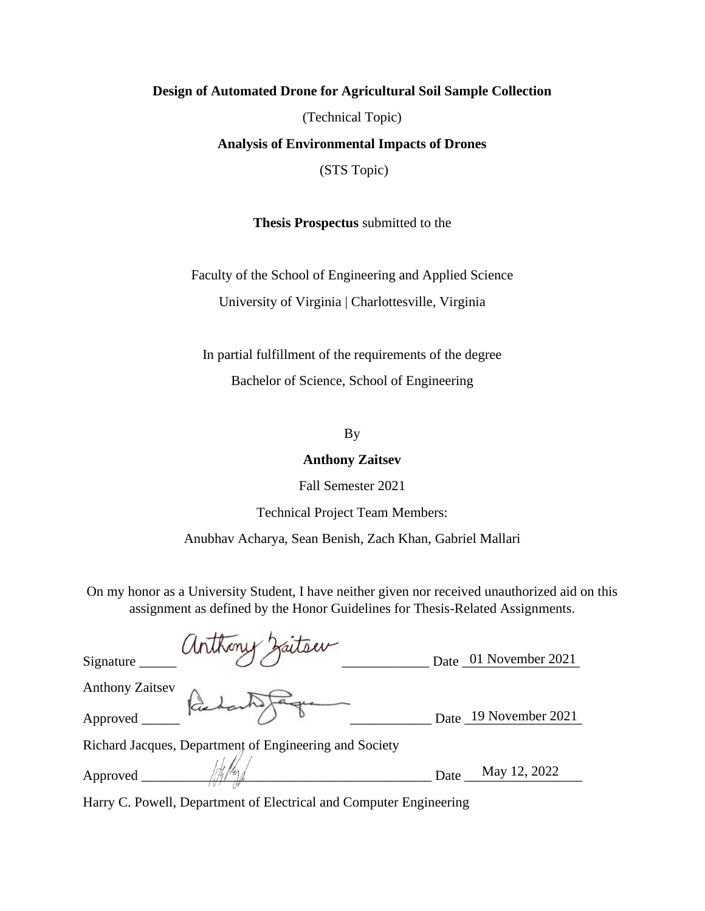**Design of Automated Drone for Agricultural Soil Sample Collection**

(Technical Topic)

**Analysis of Environmental Impacts of Drones**

(STS Topic)

**Thesis Prospectus** submitted to the

Faculty of the School of Engineering and Applied Science

University of Virginia | Charlottesville, Virginia

In partial fulfillment of the requirements of the degree

Bachelor of Science, School of Engineering

By

**Anthony Zaitsev**

Fall Semester 2021

Technical Project Team Members:

Anubhav Acharya, Sean Benish, Zach Khan, Gabriel Mallari

On my honor as a University Student, I have neither given nor received unauthorized aid on this assignment as defined by the Honor Guidelines for Thesis-Related Assignments.

Signature _____ Anthony Zaitsev _____ Date 01 November 2021

Anthony Zaitsev

Approved _____ Richard Jacques _____ Date 19 November 2021

Richard Jacques, Department of Engineering and Society

Approved _____ Harry C. Powell _____ Date May 12, 2022

Harry C. Powell, Department of Electrical and Computer Engineering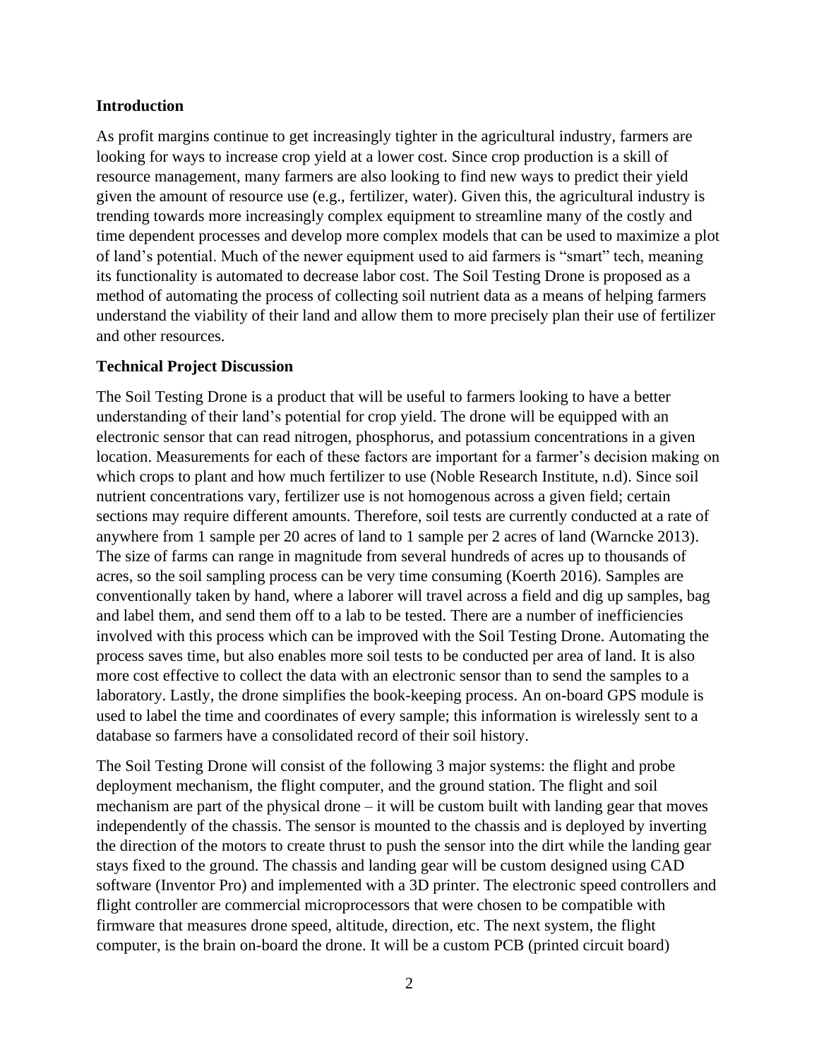**Introduction**

As profit margins continue to get increasingly tighter in the agricultural industry, farmers are looking for ways to increase crop yield at a lower cost. Since crop production is a skill of resource management, many farmers are also looking to find new ways to predict their yield given the amount of resource use (e.g., fertilizer, water). Given this, the agricultural industry is trending towards more increasingly complex equipment to streamline many of the costly and time dependent processes and develop more complex models that can be used to maximize a plot of land's potential. Much of the newer equipment used to aid farmers is "smart" tech, meaning its functionality is automated to decrease labor cost. The Soil Testing Drone is proposed as a method of automating the process of collecting soil nutrient data as a means of helping farmers understand the viability of their land and allow them to more precisely plan their use of fertilizer and other resources.

**Technical Project Discussion**

The Soil Testing Drone is a product that will be useful to farmers looking to have a better understanding of their land's potential for crop yield. The drone will be equipped with an electronic sensor that can read nitrogen, phosphorus, and potassium concentrations in a given location. Measurements for each of these factors are important for a farmer's decision making on which crops to plant and how much fertilizer to use (Noble Research Institute, n.d). Since soil nutrient concentrations vary, fertilizer use is not homogenous across a given field; certain sections may require different amounts. Therefore, soil tests are currently conducted at a rate of anywhere from 1 sample per 20 acres of land to 1 sample per 2 acres of land (Warncke 2013). The size of farms can range in magnitude from several hundreds of acres up to thousands of acres, so the soil sampling process can be very time consuming (Koerth 2016). Samples are conventionally taken by hand, where a laborer will travel across a field and dig up samples, bag and label them, and send them off to a lab to be tested. There are a number of inefficiencies involved with this process which can be improved with the Soil Testing Drone. Automating the process saves time, but also enables more soil tests to be conducted per area of land. It is also more cost effective to collect the data with an electronic sensor than to send the samples to a laboratory. Lastly, the drone simplifies the book-keeping process. An on-board GPS module is used to label the time and coordinates of every sample; this information is wirelessly sent to a database so farmers have a consolidated record of their soil history.

The Soil Testing Drone will consist of the following 3 major systems: the flight and probe deployment mechanism, the flight computer, and the ground station. The flight and soil mechanism are part of the physical drone – it will be custom built with landing gear that moves independently of the chassis. The sensor is mounted to the chassis and is deployed by inverting the direction of the motors to create thrust to push the sensor into the dirt while the landing gear stays fixed to the ground. The chassis and landing gear will be custom designed using CAD software (Inventor Pro) and implemented with a 3D printer. The electronic speed controllers and flight controller are commercial microprocessors that were chosen to be compatible with firmware that measures drone speed, altitude, direction, etc. The next system, the flight computer, is the brain on-board the drone. It will be a custom PCB (printed circuit board)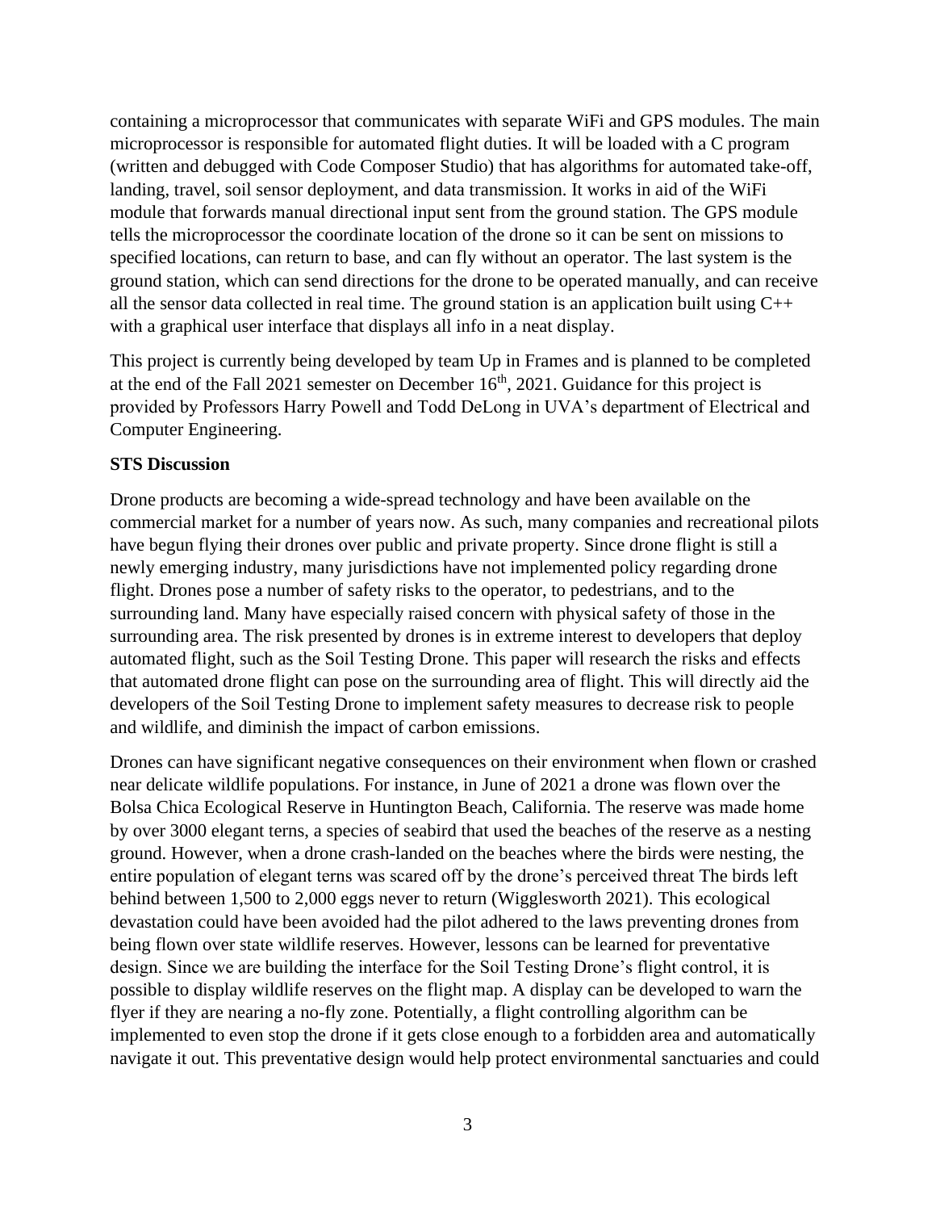containing a microprocessor that communicates with separate WiFi and GPS modules. The main microprocessor is responsible for automated flight duties. It will be loaded with a C program (written and debugged with Code Composer Studio) that has algorithms for automated take-off, landing, travel, soil sensor deployment, and data transmission. It works in aid of the WiFi module that forwards manual directional input sent from the ground station. The GPS module tells the microprocessor the coordinate location of the drone so it can be sent on missions to specified locations, can return to base, and can fly without an operator. The last system is the ground station, which can send directions for the drone to be operated manually, and can receive all the sensor data collected in real time. The ground station is an application built using C++ with a graphical user interface that displays all info in a neat display.

This project is currently being developed by team Up in Frames and is planned to be completed at the end of the Fall 2021 semester on December 16th, 2021. Guidance for this project is provided by Professors Harry Powell and Todd DeLong in UVA's department of Electrical and Computer Engineering.

**STS Discussion**

Drone products are becoming a wide-spread technology and have been available on the commercial market for a number of years now. As such, many companies and recreational pilots have begun flying their drones over public and private property. Since drone flight is still a newly emerging industry, many jurisdictions have not implemented policy regarding drone flight. Drones pose a number of safety risks to the operator, to pedestrians, and to the surrounding land. Many have especially raised concern with physical safety of those in the surrounding area. The risk presented by drones is in extreme interest to developers that deploy automated flight, such as the Soil Testing Drone. This paper will research the risks and effects that automated drone flight can pose on the surrounding area of flight. This will directly aid the developers of the Soil Testing Drone to implement safety measures to decrease risk to people and wildlife, and diminish the impact of carbon emissions.

Drones can have significant negative consequences on their environment when flown or crashed near delicate wildlife populations. For instance, in June of 2021 a drone was flown over the Bolsa Chica Ecological Reserve in Huntington Beach, California. The reserve was made home by over 3000 elegant terns, a species of seabird that used the beaches of the reserve as a nesting ground. However, when a drone crash-landed on the beaches where the birds were nesting, the entire population of elegant terns was scared off by the drone's perceived threat The birds left behind between 1,500 to 2,000 eggs never to return (Wigglesworth 2021). This ecological devastation could have been avoided had the pilot adhered to the laws preventing drones from being flown over state wildlife reserves. However, lessons can be learned for preventative design. Since we are building the interface for the Soil Testing Drone's flight control, it is possible to display wildlife reserves on the flight map. A display can be developed to warn the flyer if they are nearing a no-fly zone. Potentially, a flight controlling algorithm can be implemented to even stop the drone if it gets close enough to a forbidden area and automatically navigate it out. This preventative design would help protect environmental sanctuaries and could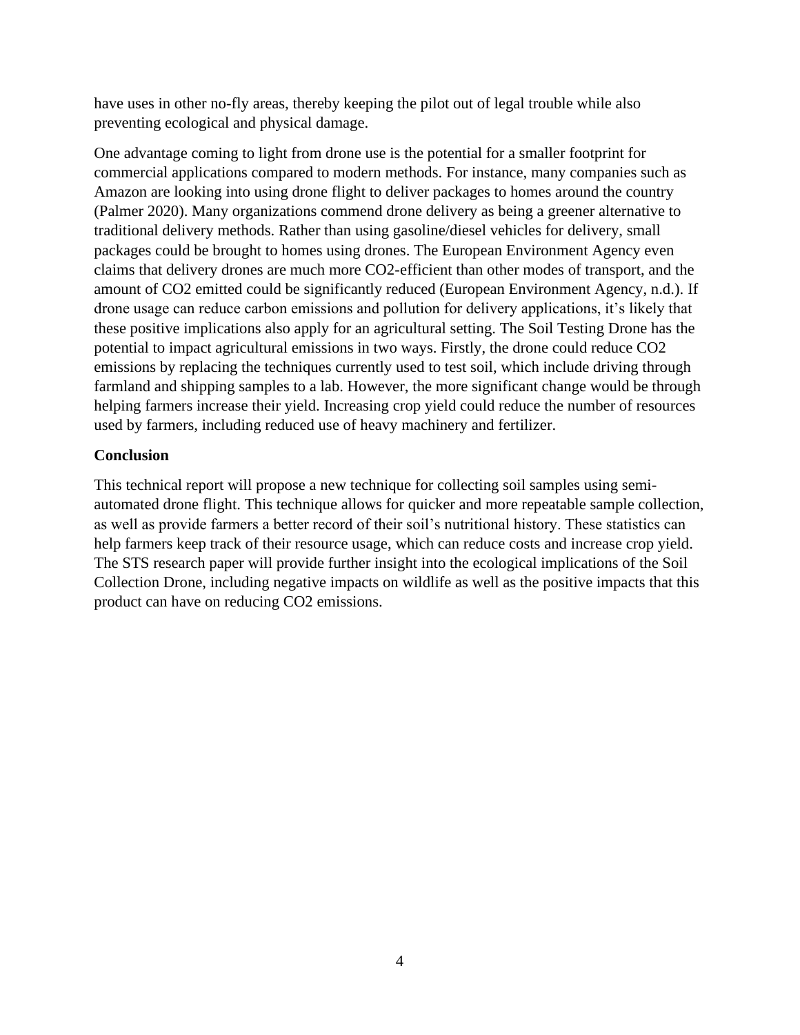have uses in other no-fly areas, thereby keeping the pilot out of legal trouble while also preventing ecological and physical damage.

One advantage coming to light from drone use is the potential for a smaller footprint for commercial applications compared to modern methods. For instance, many companies such as Amazon are looking into using drone flight to deliver packages to homes around the country (Palmer 2020). Many organizations commend drone delivery as being a greener alternative to traditional delivery methods. Rather than using gasoline/diesel vehicles for delivery, small packages could be brought to homes using drones. The European Environment Agency even claims that delivery drones are much more $CO_2$-efficient than other modes of transport, and the amount of $CO_2$ emitted could be significantly reduced (European Environment Agency, n.d.). If drone usage can reduce carbon emissions and pollution for delivery applications, it's likely that these positive implications also apply for an agricultural setting. The Soil Testing Drone has the potential to impact agricultural emissions in two ways. Firstly, the drone could reduce $CO_2$ emissions by replacing the techniques currently used to test soil, which include driving through farmland and shipping samples to a lab. However, the more significant change would be through helping farmers increase their yield. Increasing crop yield could reduce the number of resources used by farmers, including reduced use of heavy machinery and fertilizer.

**Conclusion**

This technical report will propose a new technique for collecting soil samples using semi-automated drone flight. This technique allows for quicker and more repeatable sample collection, as well as provide farmers a better record of their soil's nutritional history. These statistics can help farmers keep track of their resource usage, which can reduce costs and increase crop yield. The STS research paper will provide further insight into the ecological implications of the Soil Collection Drone, including negative impacts on wildlife as well as the positive impacts that this product can have on reducing $CO_2$ emissions.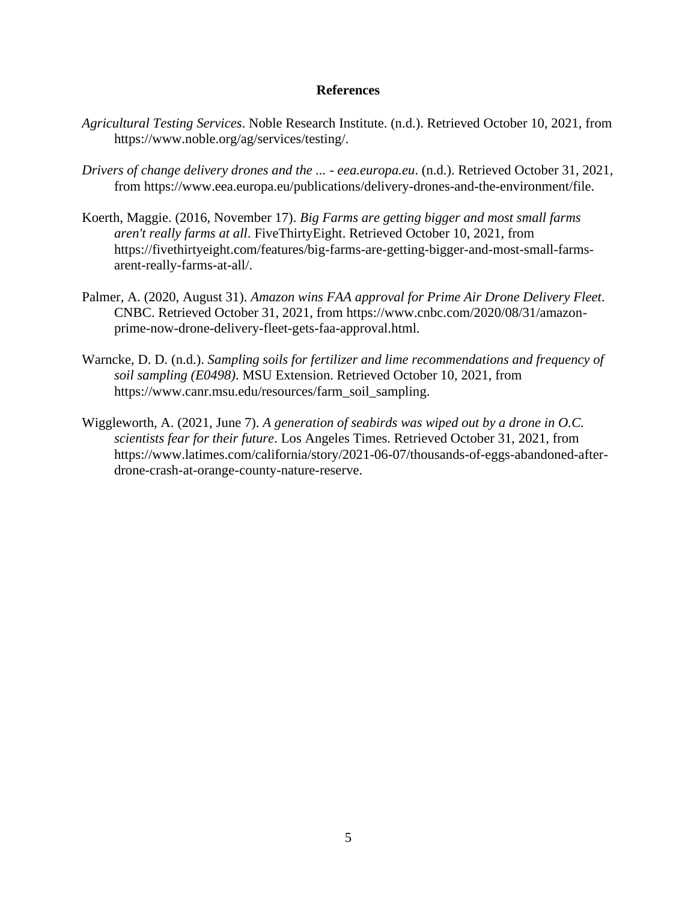# References

*Agricultural Testing Services*. Noble Research Institute. (n.d.). Retrieved October 10, 2021, from https://www.noble.org/ag/services/testing/.

*Drivers of change delivery drones and the ... - eea.europa.eu*. (n.d.). Retrieved October 31, 2021, from https://www.eea.europa.eu/publications/delivery-drones-and-the-environment/file.

Koerth, Maggie. (2016, November 17). *Big Farms are getting bigger and most small farms aren't really farms at all*. FiveThirtyEight. Retrieved October 10, 2021, from https://fivethirtyeight.com/features/big-farms-are-getting-bigger-and-most-small-farms-arent-really-farms-at-all/.

Palmer, A. (2020, August 31). *Amazon wins FAA approval for Prime Air Drone Delivery Fleet*. CNBC. Retrieved October 31, 2021, from https://www.cnbc.com/2020/08/31/amazon-prime-now-drone-delivery-fleet-gets-faa-approval.html.

Warncke, D. D. (n.d.). *Sampling soils for fertilizer and lime recommendations and frequency of soil sampling (E0498)*. MSU Extension. Retrieved October 10, 2021, from https://www.canr.msu.edu/resources/farm_soil_sampling.

Wiggleworth, A. (2021, June 7). *A generation of seabirds was wiped out by a drone in O.C. scientists fear for their future*. Los Angeles Times. Retrieved October 31, 2021, from https://www.latimes.com/california/story/2021-06-07/thousands-of-eggs-abandoned-after-drone-crash-at-orange-county-nature-reserve.